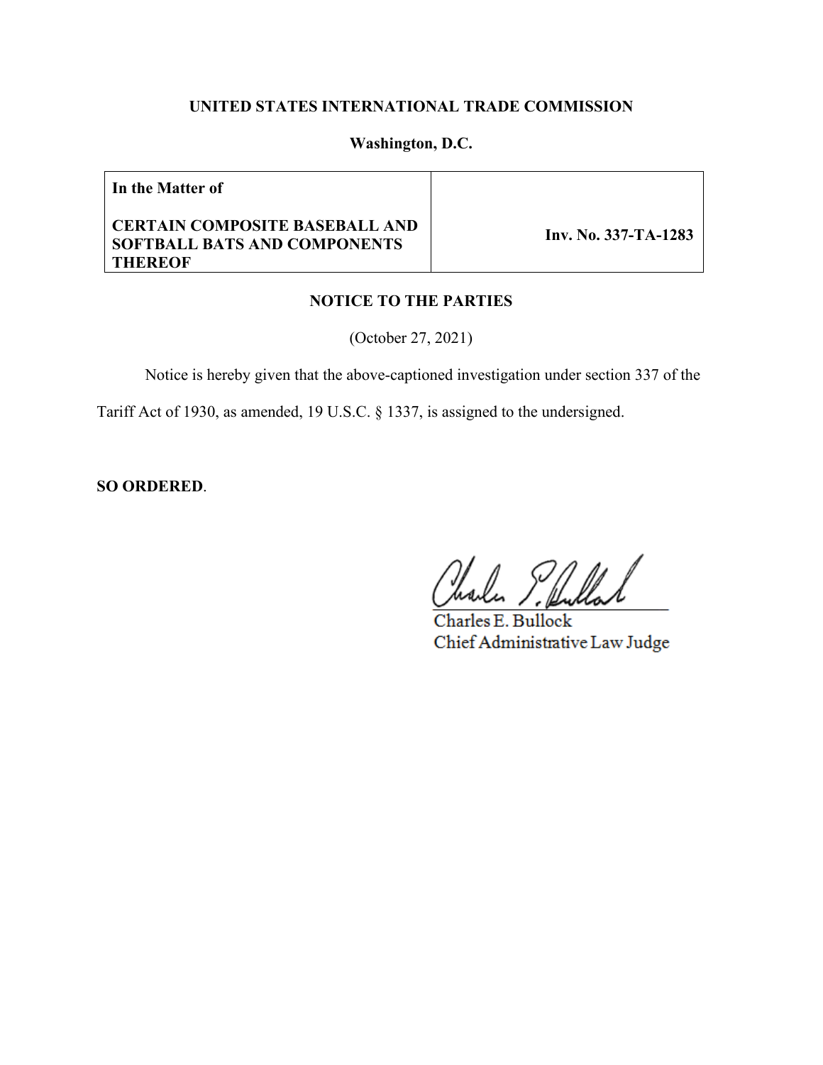**UNITED STATES INTERNATIONAL TRADE COMMISSION**

**Washington, D.C.**

| **In the Matter of**<br><br>**CERTAIN COMPOSITE BASEBALL AND SOFTBALL BATS AND COMPONENTS THEREOF** | **Inv. No. 337-TA-1283** |
|---|---|

**NOTICE TO THE PARTIES**

(October 27, 2021)

Notice is hereby given that the above-captioned investigation under section 337 of the Tariff Act of 1930, as amended, 19 U.S.C. § 1337, is assigned to the undersigned.

**SO ORDERED**.

Charles E. Bullock
Chief Administrative Law Judge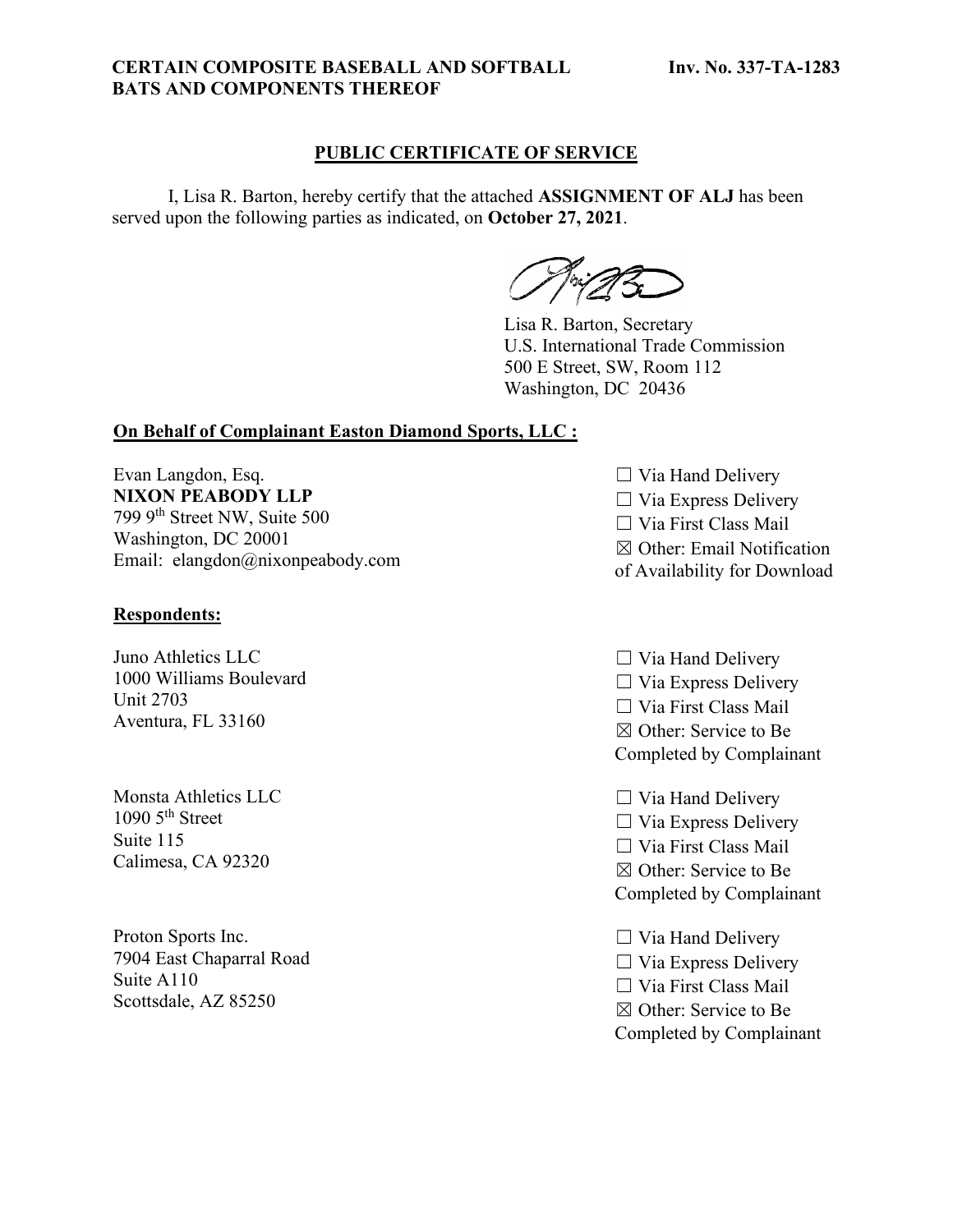**CERTAIN COMPOSITE BASEBALL AND SOFTBALL BATS AND COMPONENTS THEREOF**

**Inv. No. 337-TA-1283**

## PUBLIC CERTIFICATE OF SERVICE

I, Lisa R. Barton, hereby certify that the attached **ASSIGNMENT OF ALJ** has been served upon the following parties as indicated, on **October 27, 2021**.

Lisa R. Barton, Secretary
U.S. International Trade Commission
500 E Street, SW, Room 112
Washington, DC 20436

**On Behalf of Complainant Easton Diamond Sports, LLC :**

Evan Langdon, Esq.
**NIXON PEABODY LLP**
799 9th Street NW, Suite 500
Washington, DC 20001
Email: elangdon@nixonpeabody.com

☐ Via Hand Delivery
☐ Via Express Delivery
☐ Via First Class Mail
☒ Other: Email Notification of Availability for Download

**Respondents:**

Juno Athletics LLC
1000 Williams Boulevard
Unit 2703
Aventura, FL 33160

☐ Via Hand Delivery
☐ Via Express Delivery
☐ Via First Class Mail
☒ Other: Service to Be Completed by Complainant

Monsta Athletics LLC
1090 5th Street
Suite 115
Calimesa, CA 92320

☐ Via Hand Delivery
☐ Via Express Delivery
☐ Via First Class Mail
☒ Other: Service to Be Completed by Complainant

Proton Sports Inc.
7904 East Chaparral Road
Suite A110
Scottsdale, AZ 85250

☐ Via Hand Delivery
☐ Via Express Delivery
☐ Via First Class Mail
☒ Other: Service to Be Completed by Complainant